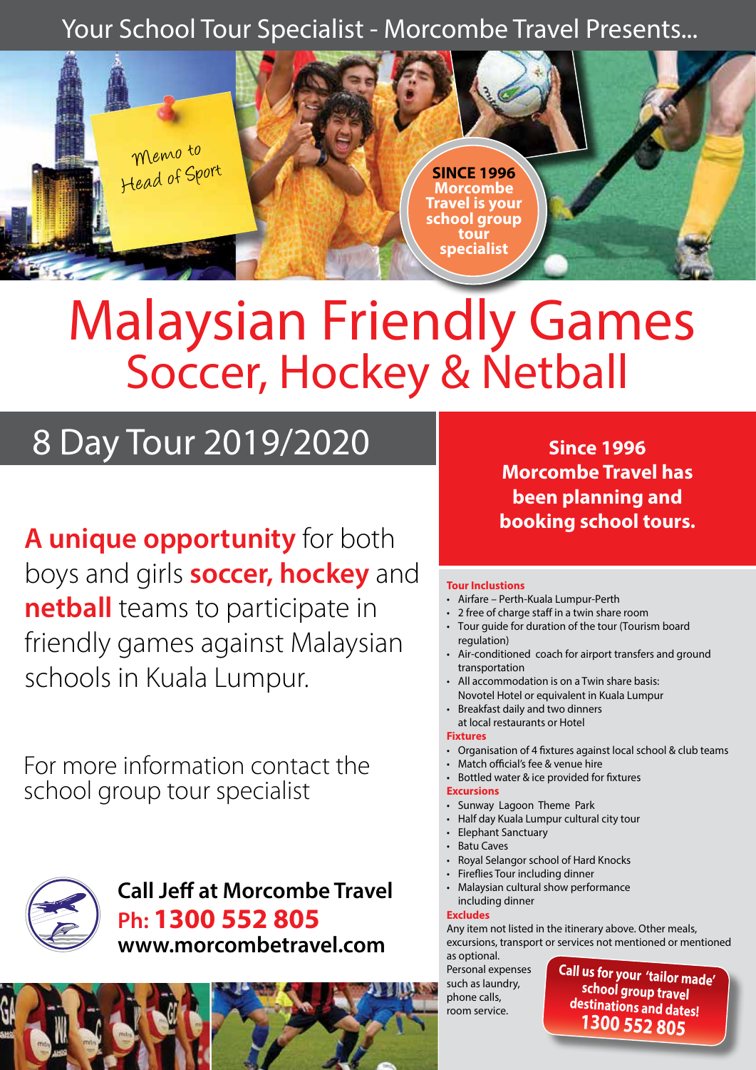Your School Tour Specialist - Morcombe Travel Presents...

Memo to Head of Sport

**SINCE 1996 Morcombe Travel is your school group tour specialist**

# Malaysian Friendly Games
## Soccer, Hockey & Netball

## 8 Day Tour 2019/2020

**A unique opportunity** for both boys and girls **soccer, hockey** and **netball** teams to participate in friendly games against Malaysian schools in Kuala Lumpur.

For more information contact the school group tour specialist

**Call Jeff at Morcombe Travel**
**Ph: 1300 552 805**
**www.morcombetravel.com**

**Since 1996 Morcombe Travel has been planning and booking school tours.**

**Tour Inclusions**

- Airfare – Perth-Kuala Lumpur-Perth
- 2 free of charge staff in a twin share room
- Tour guide for duration of the tour (Tourism board regulation)
- Air-conditioned coach for airport transfers and ground transportation
- All accommodation is on a Twin share basis: Novotel Hotel or equivalent in Kuala Lumpur
- Breakfast daily and two dinners at local restaurants or Hotel

**Fixtures**

- Organisation of 4 fixtures against local school & club teams
- Match official's fee & venue hire
- Bottled water & ice provided for fixtures

**Excursions**

- Sunway Lagoon Theme Park
- Half day Kuala Lumpur cultural city tour
- Elephant Sanctuary
- Batu Caves
- Royal Selangor school of Hard Knocks
- Fireflies Tour including dinner
- Malaysian cultural show performance including dinner

**Excludes**

Any item not listed in the itinerary above. Other meals, excursions, transport or services not mentioned or mentioned as optional.

Personal expenses such as laundry, phone calls, room service.

**Call us for your 'tailor made' school group travel destinations and dates! 1300 552 805**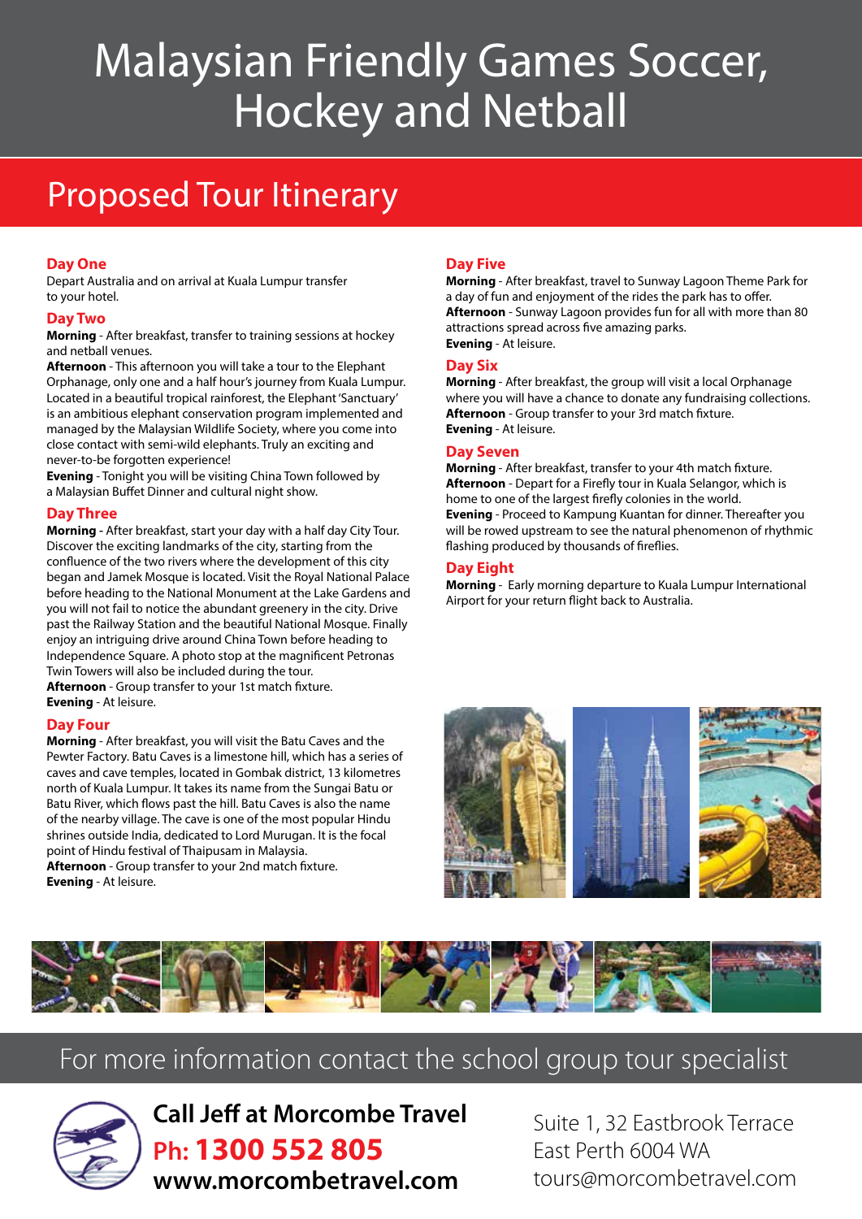# Malaysian Friendly Games Soccer, Hockey and Netball

## Proposed Tour Itinerary

### Day One

Depart Australia and on arrival at Kuala Lumpur transfer to your hotel.

### Day Two

**Morning** - After breakfast, transfer to training sessions at hockey and netball venues.

**Afternoon** - This afternoon you will take a tour to the Elephant Orphanage, only one and a half hour's journey from Kuala Lumpur. Located in a beautiful tropical rainforest, the Elephant 'Sanctuary' is an ambitious elephant conservation program implemented and managed by the Malaysian Wildlife Society, where you come into close contact with semi-wild elephants. Truly an exciting and never-to-be forgotten experience!

**Evening** - Tonight you will be visiting China Town followed by a Malaysian Buffet Dinner and cultural night show.

### Day Three

**Morning** - After breakfast, start your day with a half day City Tour. Discover the exciting landmarks of the city, starting from the confluence of the two rivers where the development of this city began and Jamek Mosque is located. Visit the Royal National Palace before heading to the National Monument at the Lake Gardens and you will not fail to notice the abundant greenery in the city. Drive past the Railway Station and the beautiful National Mosque. Finally enjoy an intriguing drive around China Town before heading to Independence Square. A photo stop at the magnificent Petronas Twin Towers will also be included during the tour.

**Afternoon** - Group transfer to your 1st match fixture.

**Evening** - At leisure.

### Day Four

**Morning** - After breakfast, you will visit the Batu Caves and the Pewter Factory. Batu Caves is a limestone hill, which has a series of caves and cave temples, located in Gombak district, 13 kilometres north of Kuala Lumpur. It takes its name from the Sungai Batu or Batu River, which flows past the hill. Batu Caves is also the name of the nearby village. The cave is one of the most popular Hindu shrines outside India, dedicated to Lord Murugan. It is the focal point of Hindu festival of Thaipusam in Malaysia.

**Afternoon** - Group transfer to your 2nd match fixture.

**Evening** - At leisure.

### Day Five

**Morning** - After breakfast, travel to Sunway Lagoon Theme Park for a day of fun and enjoyment of the rides the park has to offer.

**Afternoon** - Sunway Lagoon provides fun for all with more than 80 attractions spread across five amazing parks.

**Evening** - At leisure.

### Day Six

**Morning** - After breakfast, the group will visit a local Orphanage where you will have a chance to donate any fundraising collections.

**Afternoon** - Group transfer to your 3rd match fixture.

**Evening** - At leisure.

### Day Seven

**Morning** - After breakfast, transfer to your 4th match fixture.

**Afternoon** - Depart for a Firefly tour in Kuala Selangor, which is home to one of the largest firefly colonies in the world.

**Evening** - Proceed to Kampung Kuantan for dinner. Thereafter you will be rowed upstream to see the natural phenomenon of rhythmic flashing produced by thousands of fireflies.

### Day Eight

**Morning** - Early morning departure to Kuala Lumpur International Airport for your return flight back to Australia.

For more information contact the school group tour specialist

**Call Jeff at Morcombe Travel**
**Ph: 1300 552 805**
**www.morcombetravel.com**

Suite 1, 32 Eastbrook Terrace
East Perth 6004 WA
tours@morcombetravel.com